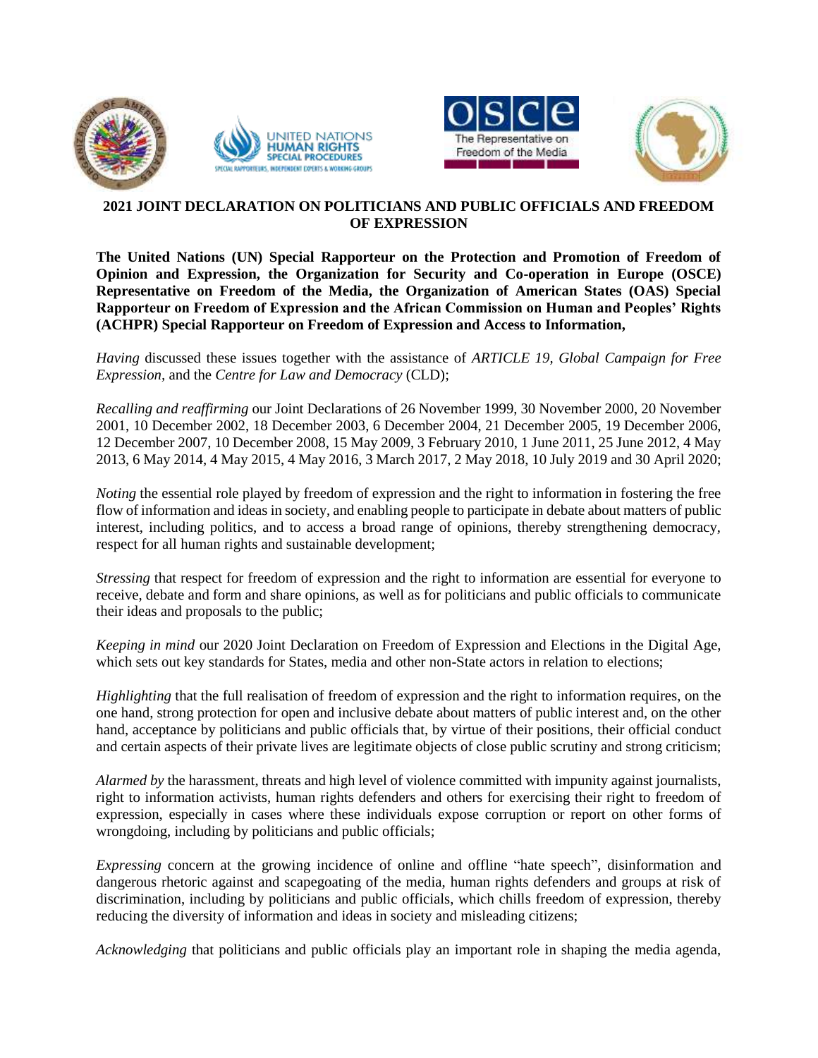## 2021 JOINT DECLARATION ON POLITICIANS AND PUBLIC OFFICIALS AND FREEDOM OF EXPRESSION

**The United Nations (UN) Special Rapporteur on the Protection and Promotion of Freedom of Opinion and Expression, the Organization for Security and Co-operation in Europe (OSCE) Representative on Freedom of the Media, the Organization of American States (OAS) Special Rapporteur on Freedom of Expression and the African Commission on Human and Peoples' Rights (ACHPR) Special Rapporteur on Freedom of Expression and Access to Information,**

*Having* discussed these issues together with the assistance of *ARTICLE 19, Global Campaign for Free Expression,* and the *Centre for Law and Democracy* (CLD);

*Recalling and reaffirming* our Joint Declarations of 26 November 1999, 30 November 2000, 20 November 2001, 10 December 2002, 18 December 2003, 6 December 2004, 21 December 2005, 19 December 2006, 12 December 2007, 10 December 2008, 15 May 2009, 3 February 2010, 1 June 2011, 25 June 2012, 4 May 2013, 6 May 2014, 4 May 2015, 4 May 2016, 3 March 2017, 2 May 2018, 10 July 2019 and 30 April 2020;

*Noting* the essential role played by freedom of expression and the right to information in fostering the free flow of information and ideas in society, and enabling people to participate in debate about matters of public interest, including politics, and to access a broad range of opinions, thereby strengthening democracy, respect for all human rights and sustainable development;

*Stressing* that respect for freedom of expression and the right to information are essential for everyone to receive, debate and form and share opinions, as well as for politicians and public officials to communicate their ideas and proposals to the public;

*Keeping in mind* our 2020 Joint Declaration on Freedom of Expression and Elections in the Digital Age, which sets out key standards for States, media and other non-State actors in relation to elections;

*Highlighting* that the full realisation of freedom of expression and the right to information requires, on the one hand, strong protection for open and inclusive debate about matters of public interest and, on the other hand, acceptance by politicians and public officials that, by virtue of their positions, their official conduct and certain aspects of their private lives are legitimate objects of close public scrutiny and strong criticism;

*Alarmed by* the harassment, threats and high level of violence committed with impunity against journalists, right to information activists, human rights defenders and others for exercising their right to freedom of expression, especially in cases where these individuals expose corruption or report on other forms of wrongdoing, including by politicians and public officials;

*Expressing* concern at the growing incidence of online and offline "hate speech", disinformation and dangerous rhetoric against and scapegoating of the media, human rights defenders and groups at risk of discrimination, including by politicians and public officials, which chills freedom of expression, thereby reducing the diversity of information and ideas in society and misleading citizens;

*Acknowledging* that politicians and public officials play an important role in shaping the media agenda,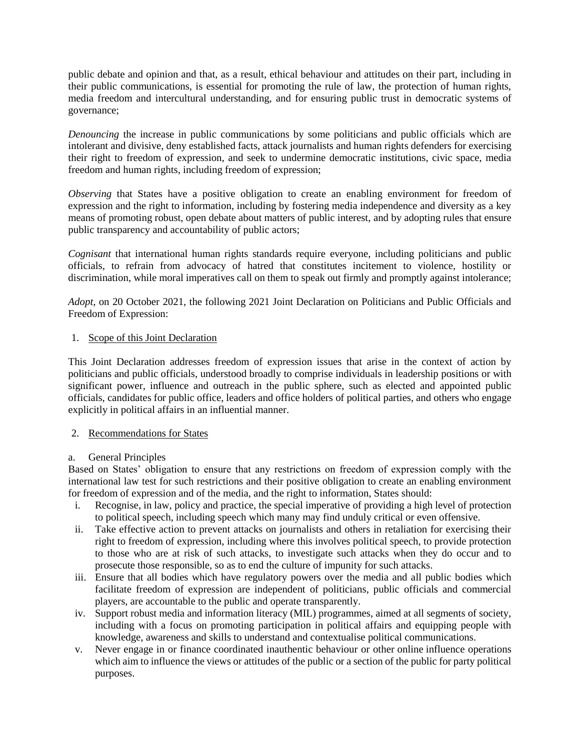public debate and opinion and that, as a result, ethical behaviour and attitudes on their part, including in their public communications, is essential for promoting the rule of law, the protection of human rights, media freedom and intercultural understanding, and for ensuring public trust in democratic systems of governance;

*Denouncing* the increase in public communications by some politicians and public officials which are intolerant and divisive, deny established facts, attack journalists and human rights defenders for exercising their right to freedom of expression, and seek to undermine democratic institutions, civic space, media freedom and human rights, including freedom of expression;

*Observing* that States have a positive obligation to create an enabling environment for freedom of expression and the right to information, including by fostering media independence and diversity as a key means of promoting robust, open debate about matters of public interest, and by adopting rules that ensure public transparency and accountability of public actors;

*Cognisant* that international human rights standards require everyone, including politicians and public officials, to refrain from advocacy of hatred that constitutes incitement to violence, hostility or discrimination, while moral imperatives call on them to speak out firmly and promptly against intolerance;

*Adopt*, on 20 October 2021, the following 2021 Joint Declaration on Politicians and Public Officials and Freedom of Expression:

1. Scope of this Joint Declaration

This Joint Declaration addresses freedom of expression issues that arise in the context of action by politicians and public officials, understood broadly to comprise individuals in leadership positions or with significant power, influence and outreach in the public sphere, such as elected and appointed public officials, candidates for public office, leaders and office holders of political parties, and others who engage explicitly in political affairs in an influential manner.

2. Recommendations for States

a. General Principles

Based on States' obligation to ensure that any restrictions on freedom of expression comply with the international law test for such restrictions and their positive obligation to create an enabling environment for freedom of expression and of the media, and the right to information, States should:

i. Recognise, in law, policy and practice, the special imperative of providing a high level of protection to political speech, including speech which many may find unduly critical or even offensive.
ii. Take effective action to prevent attacks on journalists and others in retaliation for exercising their right to freedom of expression, including where this involves political speech, to provide protection to those who are at risk of such attacks, to investigate such attacks when they do occur and to prosecute those responsible, so as to end the culture of impunity for such attacks.
iii. Ensure that all bodies which have regulatory powers over the media and all public bodies which facilitate freedom of expression are independent of politicians, public officials and commercial players, are accountable to the public and operate transparently.
iv. Support robust media and information literacy (MIL) programmes, aimed at all segments of society, including with a focus on promoting participation in political affairs and equipping people with knowledge, awareness and skills to understand and contextualise political communications.
v. Never engage in or finance coordinated inauthentic behaviour or other online influence operations which aim to influence the views or attitudes of the public or a section of the public for party political purposes.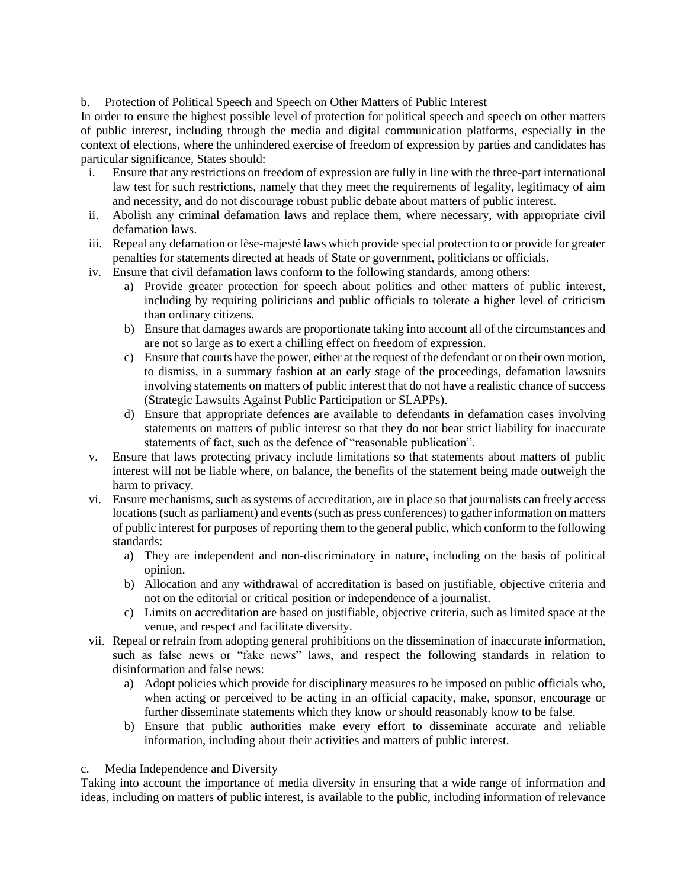b. Protection of Political Speech and Speech on Other Matters of Public Interest

In order to ensure the highest possible level of protection for political speech and speech on other matters of public interest, including through the media and digital communication platforms, especially in the context of elections, where the unhindered exercise of freedom of expression by parties and candidates has particular significance, States should:

i. Ensure that any restrictions on freedom of expression are fully in line with the three-part international law test for such restrictions, namely that they meet the requirements of legality, legitimacy of aim and necessity, and do not discourage robust public debate about matters of public interest.

ii. Abolish any criminal defamation laws and replace them, where necessary, with appropriate civil defamation laws.

iii. Repeal any defamation or lèse-majesté laws which provide special protection to or provide for greater penalties for statements directed at heads of State or government, politicians or officials.

iv. Ensure that civil defamation laws conform to the following standards, among others:

   a) Provide greater protection for speech about politics and other matters of public interest, including by requiring politicians and public officials to tolerate a higher level of criticism than ordinary citizens.

   b) Ensure that damages awards are proportionate taking into account all of the circumstances and are not so large as to exert a chilling effect on freedom of expression.

   c) Ensure that courts have the power, either at the request of the defendant or on their own motion, to dismiss, in a summary fashion at an early stage of the proceedings, defamation lawsuits involving statements on matters of public interest that do not have a realistic chance of success (Strategic Lawsuits Against Public Participation or SLAPPs).

   d) Ensure that appropriate defences are available to defendants in defamation cases involving statements on matters of public interest so that they do not bear strict liability for inaccurate statements of fact, such as the defence of "reasonable publication".

v. Ensure that laws protecting privacy include limitations so that statements about matters of public interest will not be liable where, on balance, the benefits of the statement being made outweigh the harm to privacy.

vi. Ensure mechanisms, such as systems of accreditation, are in place so that journalists can freely access locations (such as parliament) and events (such as press conferences) to gather information on matters of public interest for purposes of reporting them to the general public, which conform to the following standards:

   a) They are independent and non-discriminatory in nature, including on the basis of political opinion.

   b) Allocation and any withdrawal of accreditation is based on justifiable, objective criteria and not on the editorial or critical position or independence of a journalist.

   c) Limits on accreditation are based on justifiable, objective criteria, such as limited space at the venue, and respect and facilitate diversity.

vii. Repeal or refrain from adopting general prohibitions on the dissemination of inaccurate information, such as false news or "fake news" laws, and respect the following standards in relation to disinformation and false news:

   a) Adopt policies which provide for disciplinary measures to be imposed on public officials who, when acting or perceived to be acting in an official capacity, make, sponsor, encourage or further disseminate statements which they know or should reasonably know to be false.

   b) Ensure that public authorities make every effort to disseminate accurate and reliable information, including about their activities and matters of public interest.

c. Media Independence and Diversity

Taking into account the importance of media diversity in ensuring that a wide range of information and ideas, including on matters of public interest, is available to the public, including information of relevance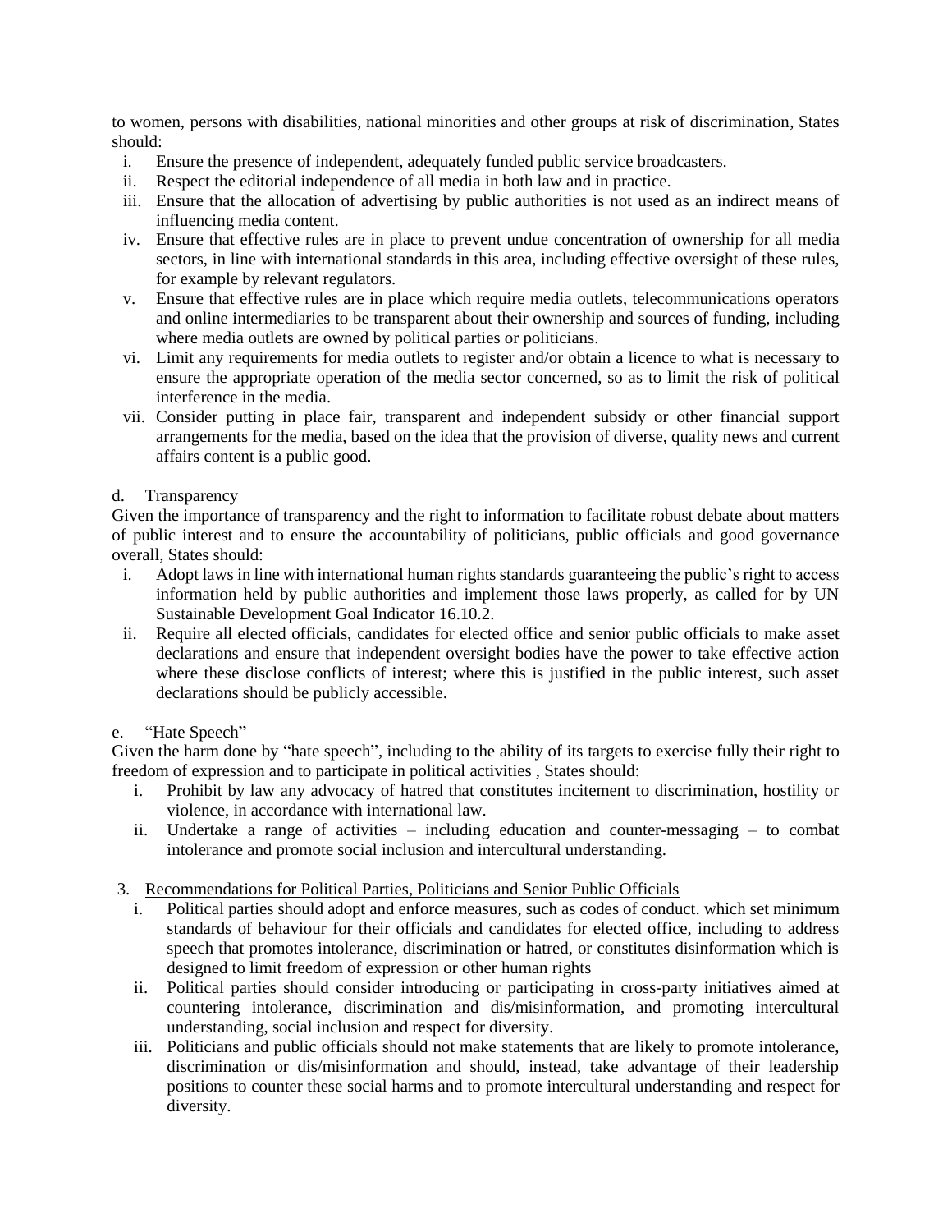to women, persons with disabilities, national minorities and other groups at risk of discrimination, States should:

i. Ensure the presence of independent, adequately funded public service broadcasters.
ii. Respect the editorial independence of all media in both law and in practice.
iii. Ensure that the allocation of advertising by public authorities is not used as an indirect means of influencing media content.
iv. Ensure that effective rules are in place to prevent undue concentration of ownership for all media sectors, in line with international standards in this area, including effective oversight of these rules, for example by relevant regulators.
v. Ensure that effective rules are in place which require media outlets, telecommunications operators and online intermediaries to be transparent about their ownership and sources of funding, including where media outlets are owned by political parties or politicians.
vi. Limit any requirements for media outlets to register and/or obtain a licence to what is necessary to ensure the appropriate operation of the media sector concerned, so as to limit the risk of political interference in the media.
vii. Consider putting in place fair, transparent and independent subsidy or other financial support arrangements for the media, based on the idea that the provision of diverse, quality news and current affairs content is a public good.

d. Transparency

Given the importance of transparency and the right to information to facilitate robust debate about matters of public interest and to ensure the accountability of politicians, public officials and good governance overall, States should:

i. Adopt laws in line with international human rights standards guaranteeing the public's right to access information held by public authorities and implement those laws properly, as called for by UN Sustainable Development Goal Indicator 16.10.2.
ii. Require all elected officials, candidates for elected office and senior public officials to make asset declarations and ensure that independent oversight bodies have the power to take effective action where these disclose conflicts of interest; where this is justified in the public interest, such asset declarations should be publicly accessible.

e. "Hate Speech"

Given the harm done by "hate speech", including to the ability of its targets to exercise fully their right to freedom of expression and to participate in political activities , States should:

i. Prohibit by law any advocacy of hatred that constitutes incitement to discrimination, hostility or violence, in accordance with international law.
ii. Undertake a range of activities – including education and counter-messaging – to combat intolerance and promote social inclusion and intercultural understanding.

3. Recommendations for Political Parties, Politicians and Senior Public Officials

i. Political parties should adopt and enforce measures, such as codes of conduct. which set minimum standards of behaviour for their officials and candidates for elected office, including to address speech that promotes intolerance, discrimination or hatred, or constitutes disinformation which is designed to limit freedom of expression or other human rights
ii. Political parties should consider introducing or participating in cross-party initiatives aimed at countering intolerance, discrimination and dis/misinformation, and promoting intercultural understanding, social inclusion and respect for diversity.
iii. Politicians and public officials should not make statements that are likely to promote intolerance, discrimination or dis/misinformation and should, instead, take advantage of their leadership positions to counter these social harms and to promote intercultural understanding and respect for diversity.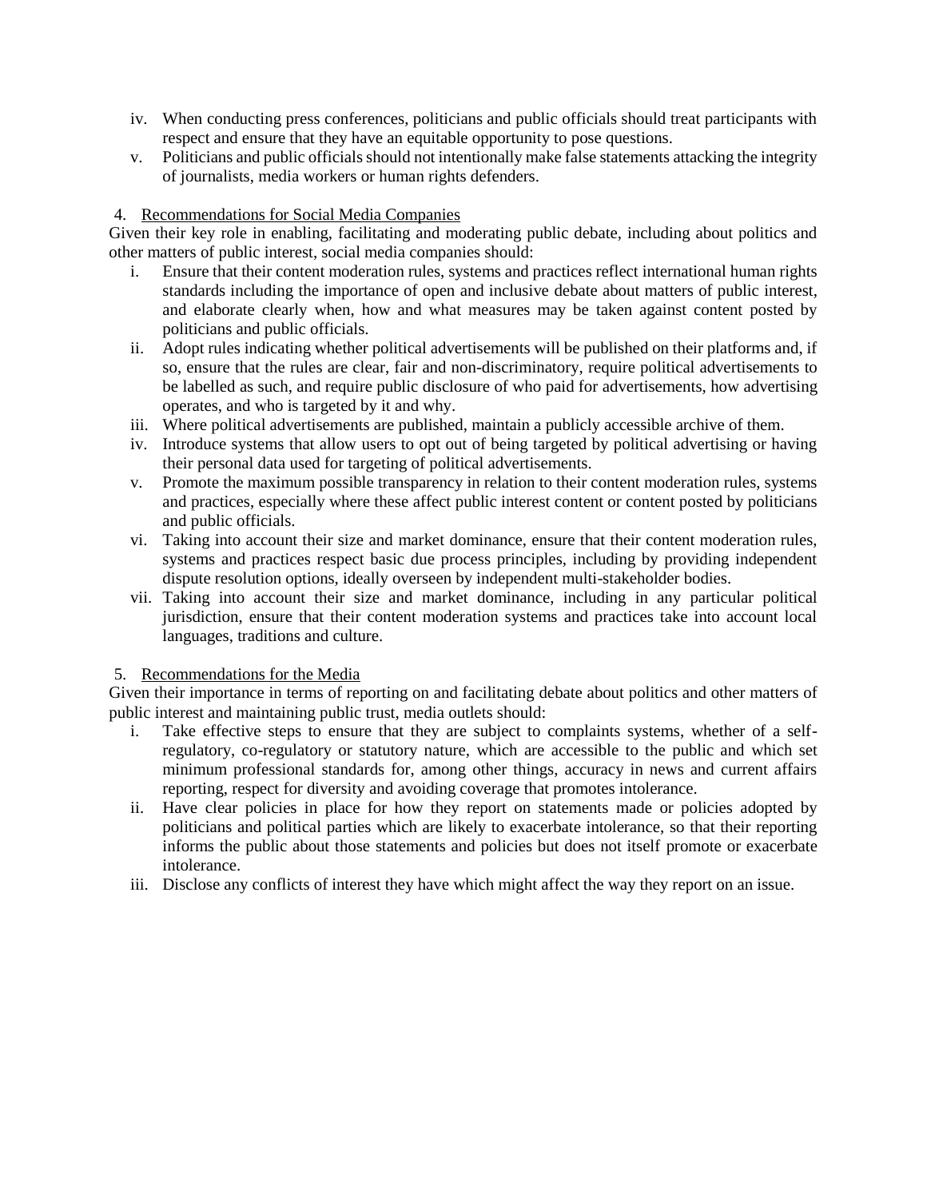iv. When conducting press conferences, politicians and public officials should treat participants with respect and ensure that they have an equitable opportunity to pose questions.
v. Politicians and public officials should not intentionally make false statements attacking the integrity of journalists, media workers or human rights defenders.

4. <u>Recommendations for Social Media Companies</u>

Given their key role in enabling, facilitating and moderating public debate, including about politics and other matters of public interest, social media companies should:

i. Ensure that their content moderation rules, systems and practices reflect international human rights standards including the importance of open and inclusive debate about matters of public interest, and elaborate clearly when, how and what measures may be taken against content posted by politicians and public officials.
ii. Adopt rules indicating whether political advertisements will be published on their platforms and, if so, ensure that the rules are clear, fair and non-discriminatory, require political advertisements to be labelled as such, and require public disclosure of who paid for advertisements, how advertising operates, and who is targeted by it and why.
iii. Where political advertisements are published, maintain a publicly accessible archive of them.
iv. Introduce systems that allow users to opt out of being targeted by political advertising or having their personal data used for targeting of political advertisements.
v. Promote the maximum possible transparency in relation to their content moderation rules, systems and practices, especially where these affect public interest content or content posted by politicians and public officials.
vi. Taking into account their size and market dominance, ensure that their content moderation rules, systems and practices respect basic due process principles, including by providing independent dispute resolution options, ideally overseen by independent multi-stakeholder bodies.
vii. Taking into account their size and market dominance, including in any particular political jurisdiction, ensure that their content moderation systems and practices take into account local languages, traditions and culture.

5. <u>Recommendations for the Media</u>

Given their importance in terms of reporting on and facilitating debate about politics and other matters of public interest and maintaining public trust, media outlets should:

i. Take effective steps to ensure that they are subject to complaints systems, whether of a self-regulatory, co-regulatory or statutory nature, which are accessible to the public and which set minimum professional standards for, among other things, accuracy in news and current affairs reporting, respect for diversity and avoiding coverage that promotes intolerance.
ii. Have clear policies in place for how they report on statements made or policies adopted by politicians and political parties which are likely to exacerbate intolerance, so that their reporting informs the public about those statements and policies but does not itself promote or exacerbate intolerance.
iii. Disclose any conflicts of interest they have which might affect the way they report on an issue.